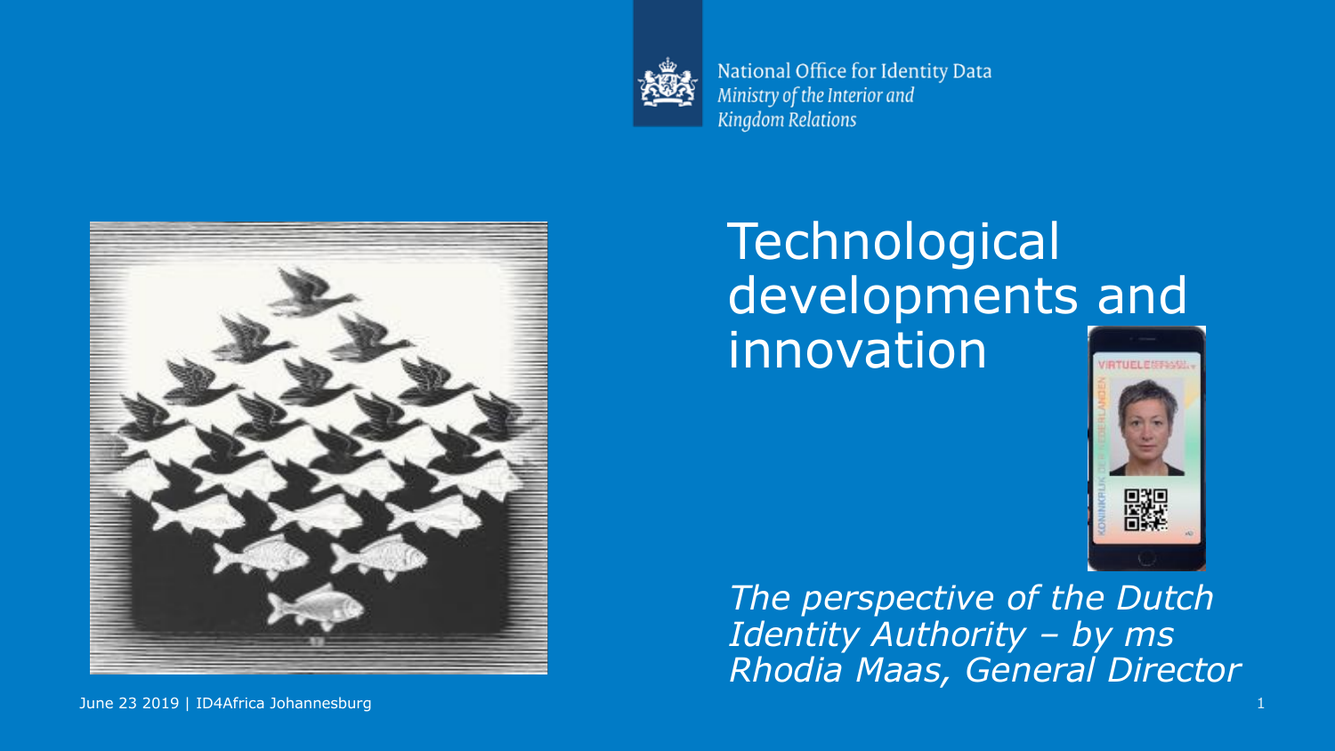National Office for Identity Data
*Ministry of the Interior and Kingdom Relations*

# Technological developments and innovation

*The perspective of the Dutch Identity Authority – by ms Rhodia Maas, General Director*

June 23 2019 | ID4Africa Johannesburg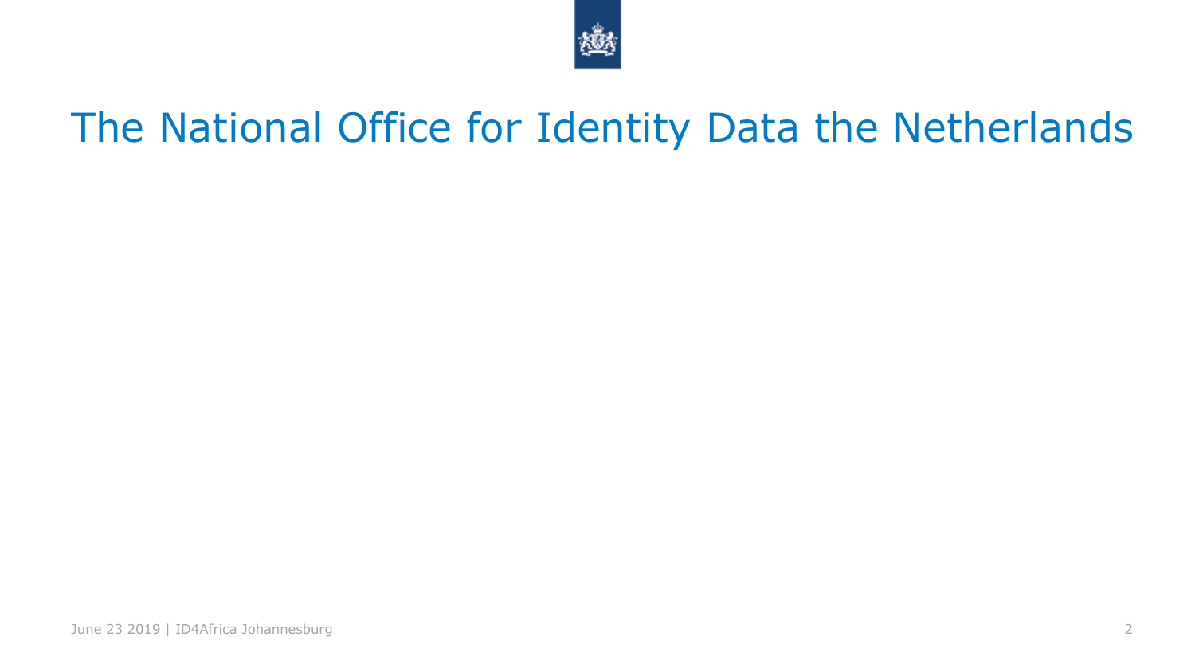# The National Office for Identity Data the Netherlands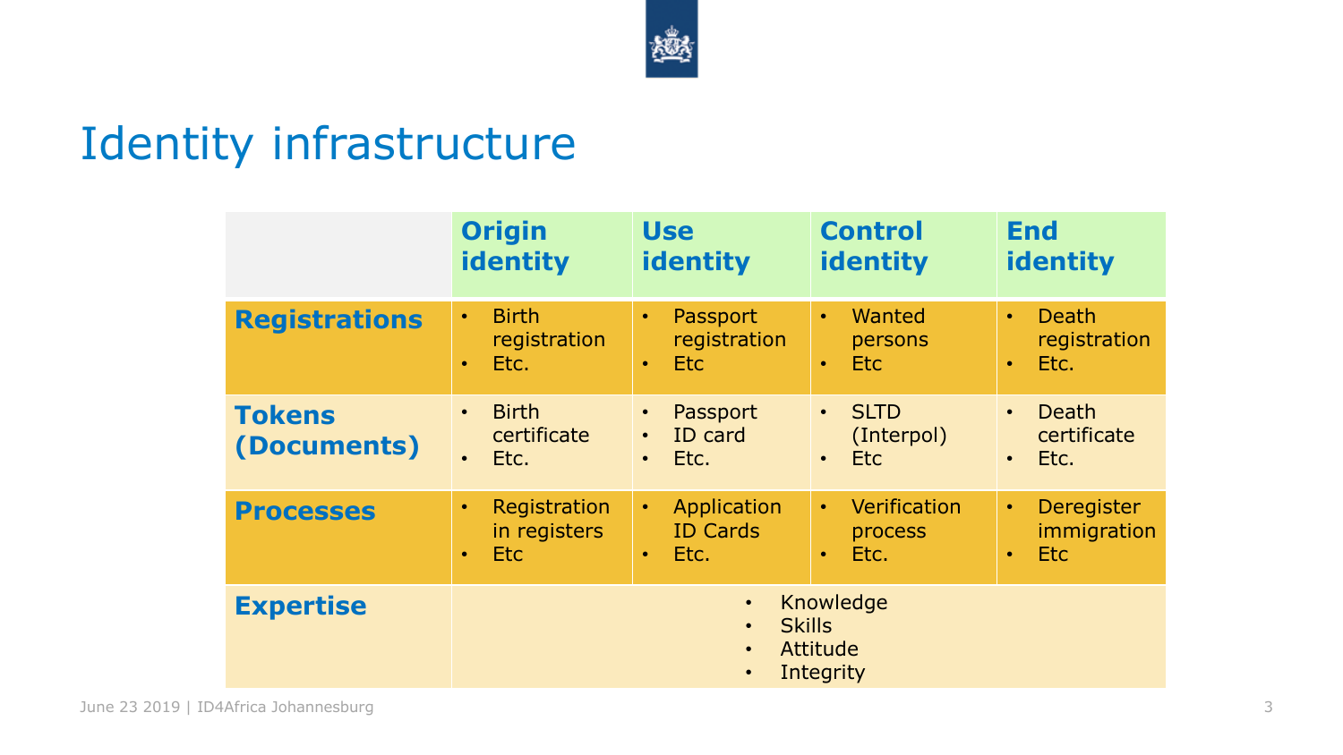# Identity infrastructure

| | Origin identity | Use identity | Control identity | End identity |
|---|---|---|---|---|
| **Registrations** | • Birth registration<br>• Etc. | • Passport registration<br>• Etc | • Wanted persons<br>• Etc | • Death registration<br>• Etc. |
| **Tokens (Documents)** | • Birth certificate<br>• Etc. | • Passport<br>• ID card<br>• Etc. | • SLTD (Interpol)<br>• Etc | • Death certificate<br>• Etc. |
| **Processes** | • Registration in registers<br>• Etc | • Application ID Cards<br>• Etc. | • Verification process<br>• Etc. | • Deregister immigration<br>• Etc |
| **Expertise** | • Knowledge<br>• Skills<br>• Attitude<br>• Integrity | | | |

June 23 2019 | ID4Africa Johannesburg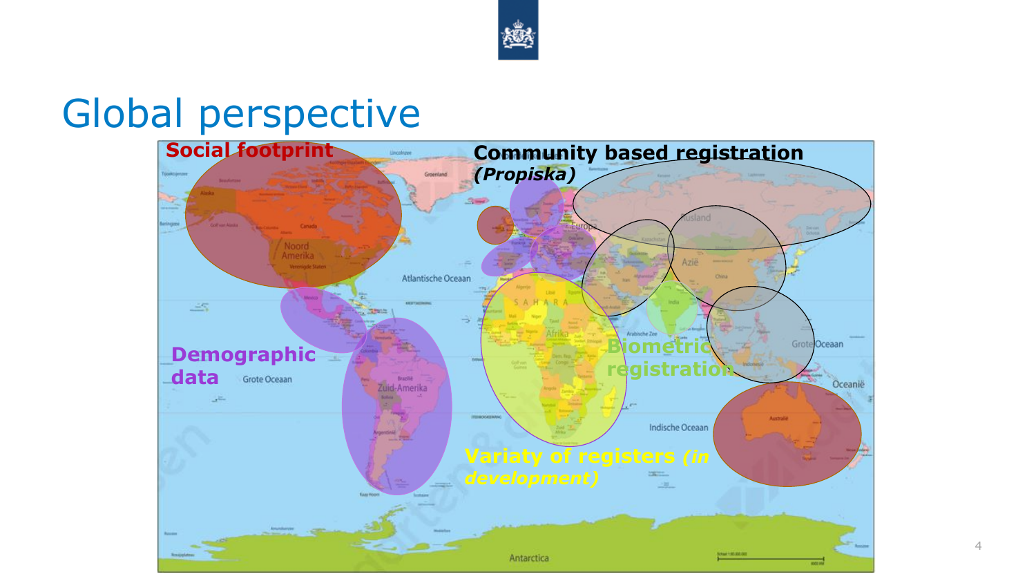# Global perspective

**Social footprint**

**Community based registration *(Propiska)***

**Demographic data**

**Biometric registration**

**Variaty of registers *(in development)***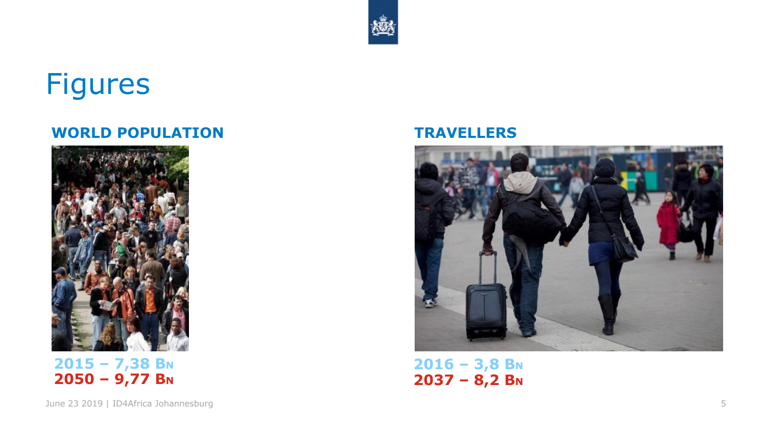# Figures

## WORLD POPOLATION

**2015 – 7,38 BN**
**2050 – 9,77 BN**

## TRAVELLERS

**2016 – 3,8 BN**
**2037 – 8,2 BN**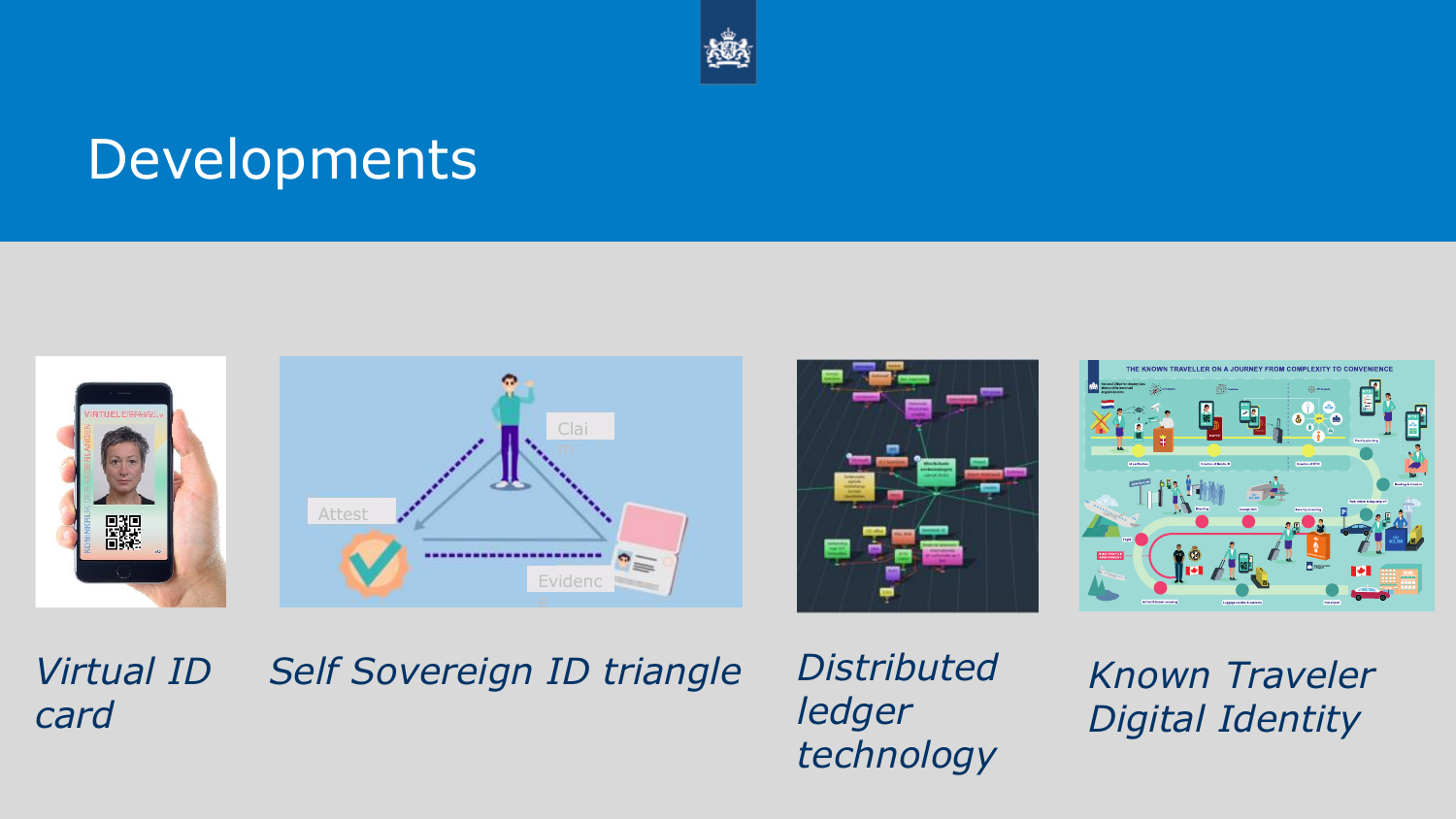# Developments

*Virtual ID card*

*Self Sovereign ID triangle*

*Distributed ledger technology*

*Known Traveler Digital Identity*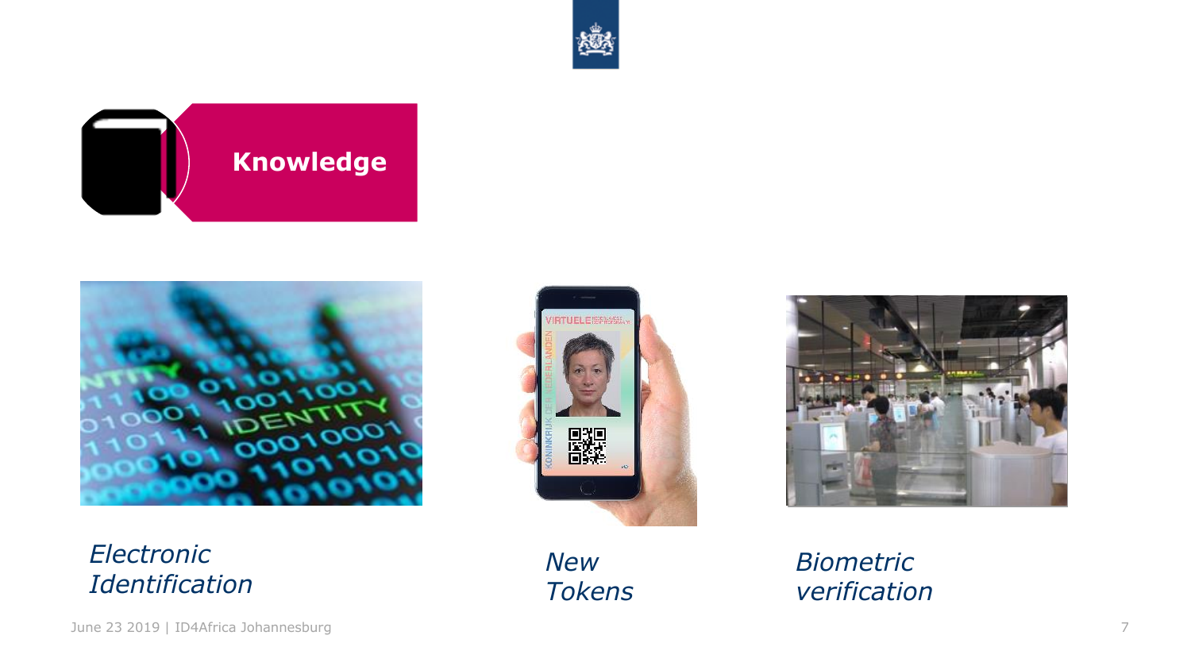## Knowledge

*Electronic Identification*

*New Tokens*

*Biometric verification*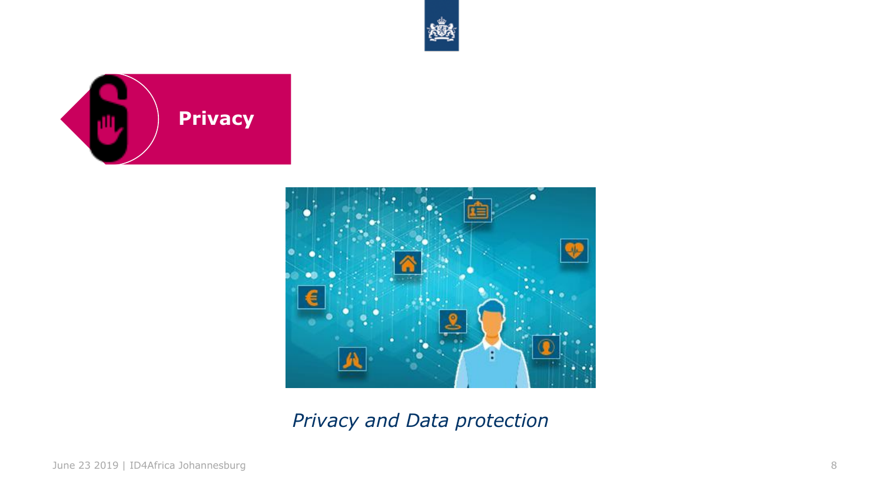# Privacy

*Privacy and Data protection*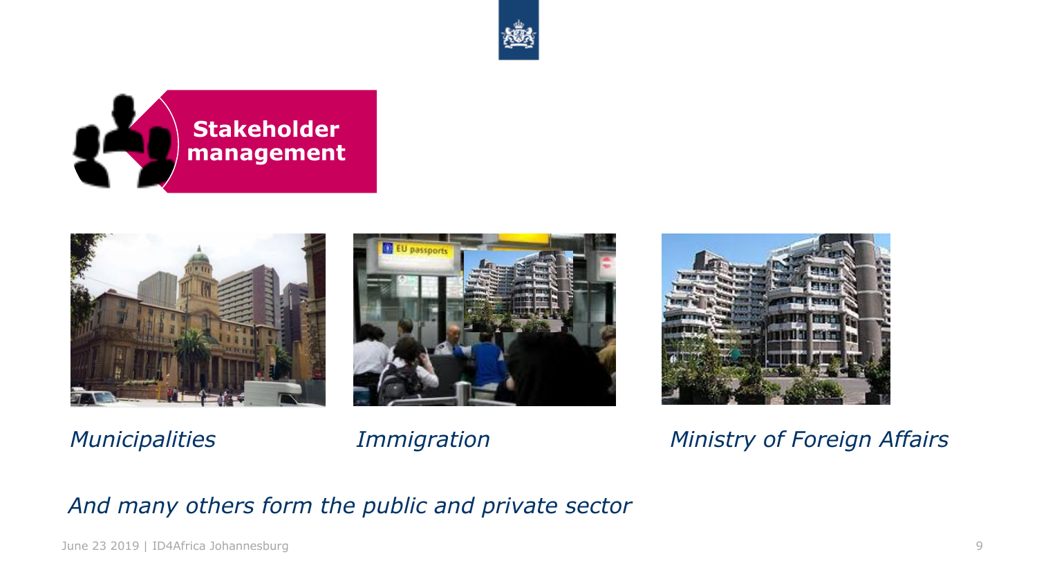## Stakeholder management

*Municipalities*

*Immigration*

*Ministry of Foreign Affairs*

*And many others form the public and private sector*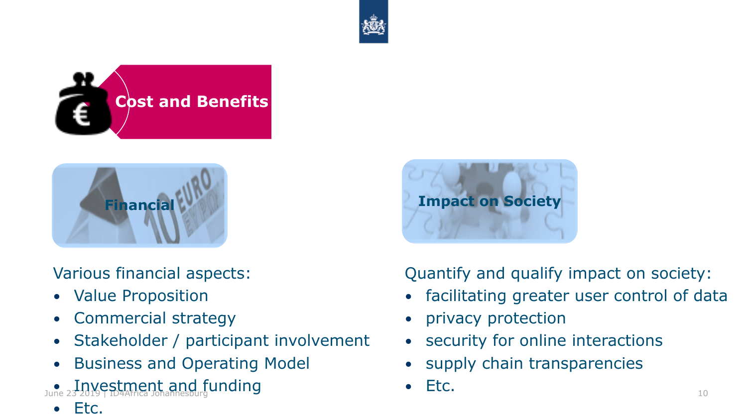# Cost and Benefits

## Financial

Various financial aspects:

- Value Proposition
- Commercial strategy
- Stakeholder / participant involvement
- Business and Operating Model
- Investment and funding
- Etc.

## Impact on Society

Quantify and qualify impact on society:

- facilitating greater user control of data
- privacy protection
- security for online interactions
- supply chain transparencies
- Etc.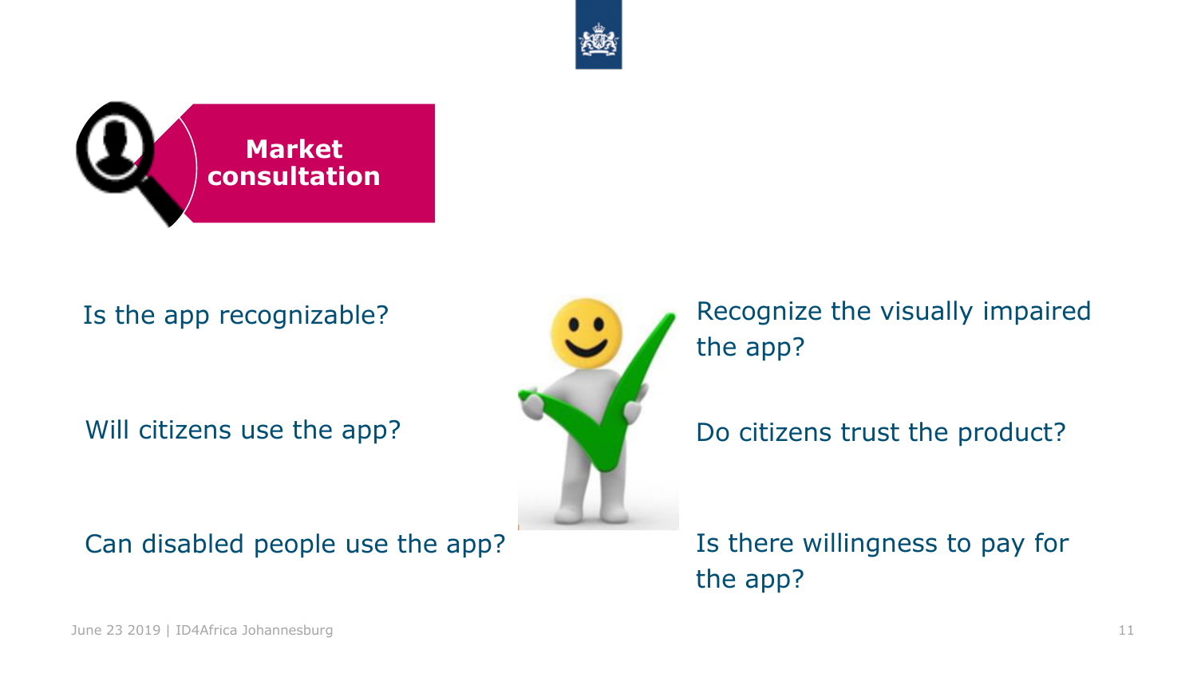# Market consultation

Is the app recognizable?

Will citizens use the app?

Can disabled people use the app?

Recognize the visually impaired the app?

Do citizens trust the product?

Is there willingness to pay for the app?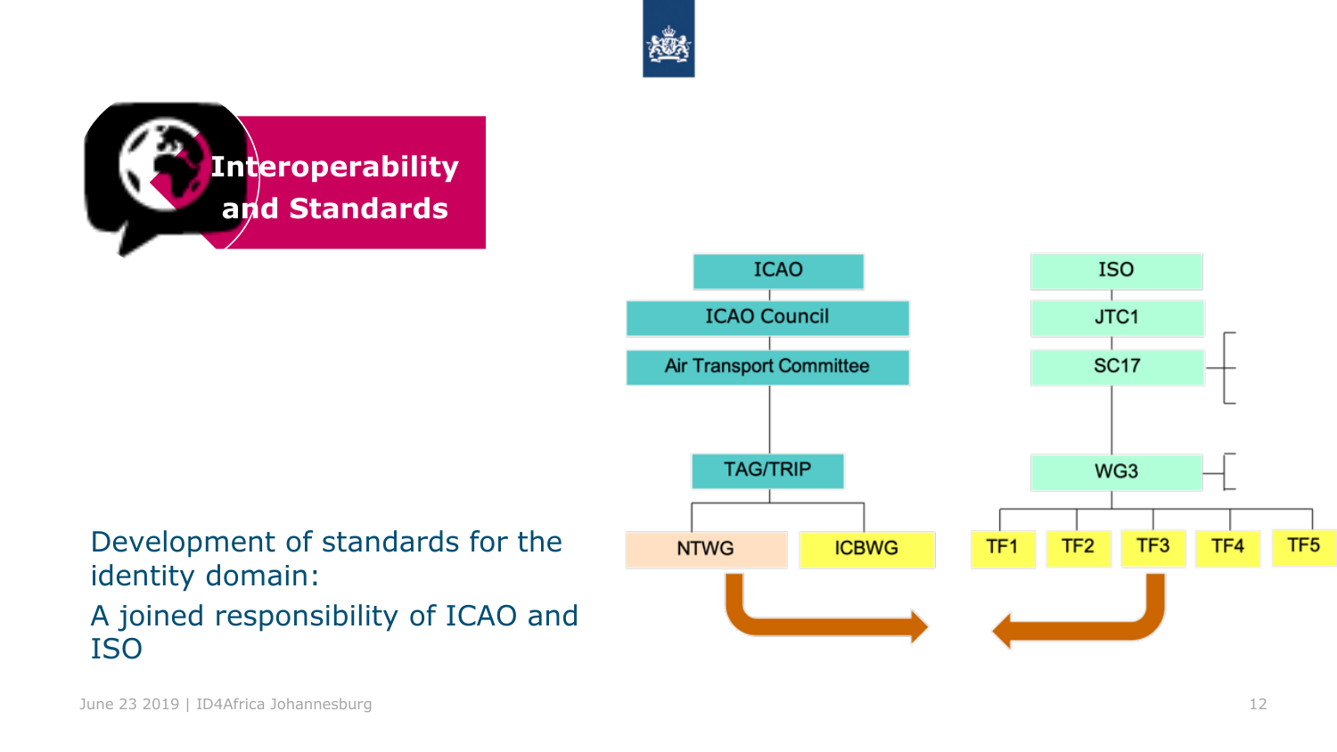# Interoperability and Standards

ICAO
- ICAO Council
  - Air Transport Committee
    - TAG/TRIP
      - NTWG
      - ICBWG

ISO
- JTC1
  - SC17
    - WG3
      - TF1
      - TF2
      - TF3
      - TF4
      - TF5

Development of standards for the identity domain:

A joined responsibility of ICAO and ISO

June 23 2019 | ID4Africa Johannesburg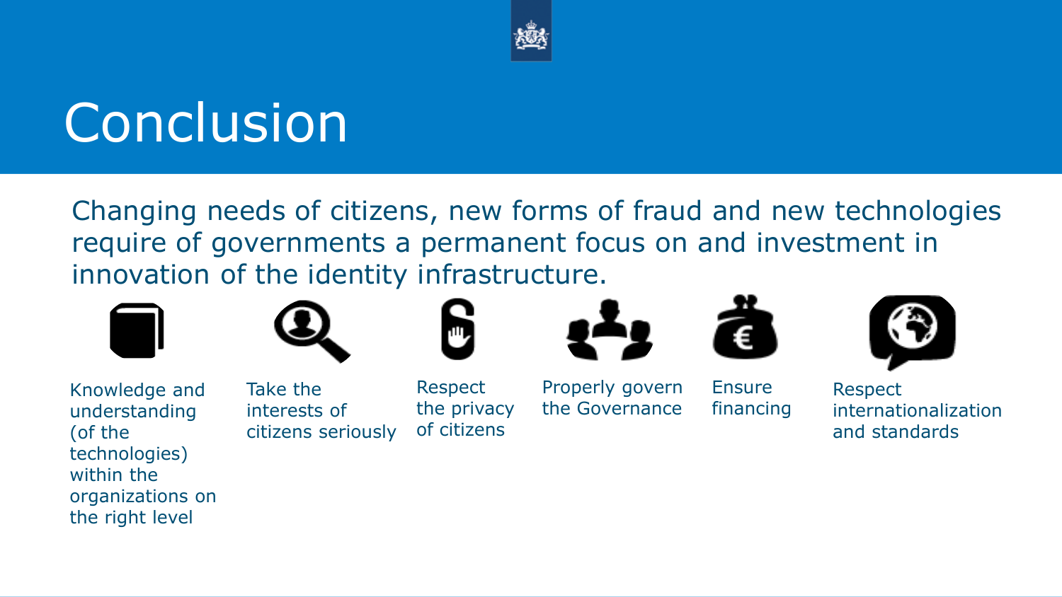# Conclusion

Changing needs of citizens, new forms of fraud and new technologies require of governments a permanent focus on and investment in innovation of the identity infrastructure.

- Knowledge and understanding (of the technologies) within the organizations on the right level
- Take the interests of citizens seriously
- Respect the privacy of citizens
- Properly govern the Governance
- Ensure financing
- Respect internationalization and standards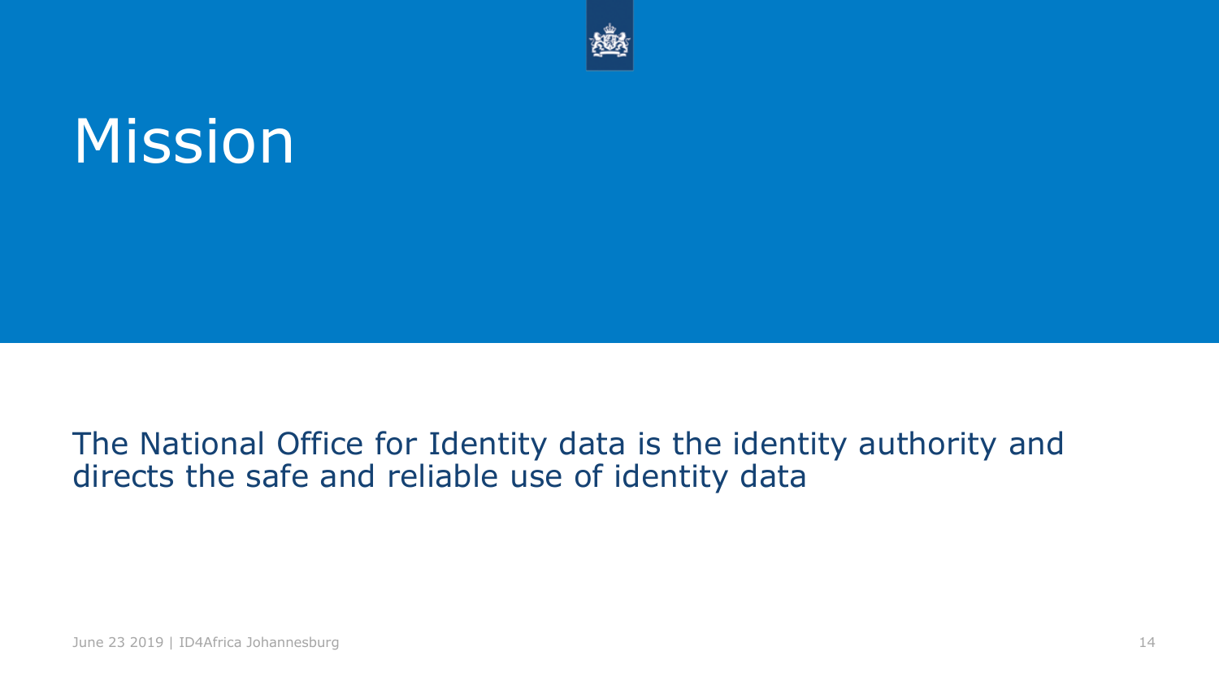# Mission

The National Office for Identity data is the identity authority and directs the safe and reliable use of identity data